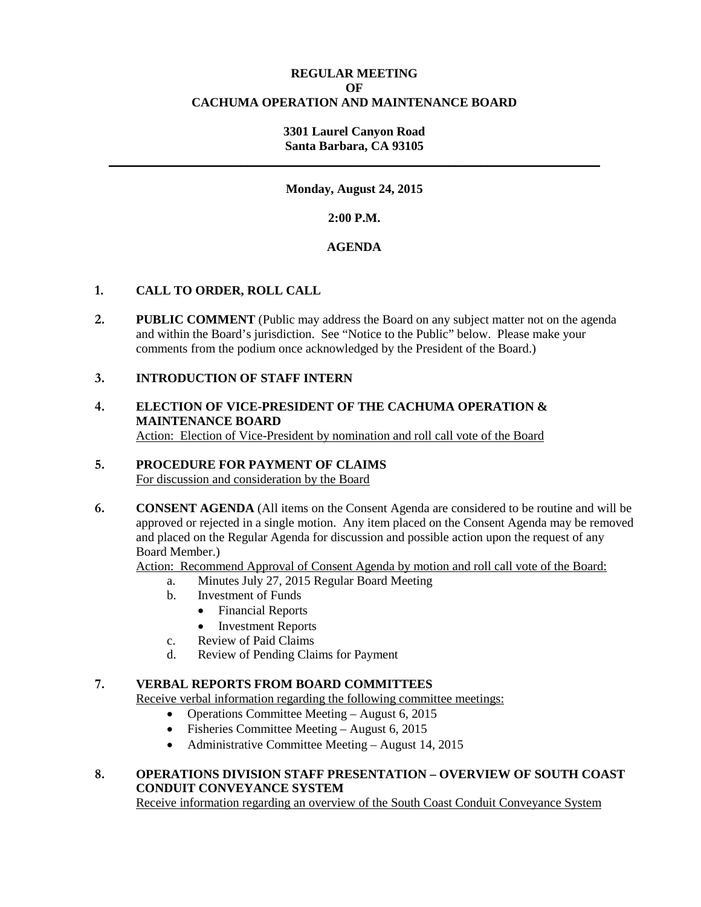**REGULAR MEETING**
**OF**
**CACHUMA OPERATION AND MAINTENANCE BOARD**

**3301 Laurel Canyon Road**
**Santa Barbara, CA 93105**

---

**Monday, August 24, 2015**

**2:00 P.M.**

**AGENDA**

1. **CALL TO ORDER, ROLL CALL**

2. **PUBLIC COMMENT** (Public may address the Board on any subject matter not on the agenda and within the Board's jurisdiction. See "Notice to the Public" below. Please make your comments from the podium once acknowledged by the President of the Board.)

3. **INTRODUCTION OF STAFF INTERN**

4. **ELECTION OF VICE-PRESIDENT OF THE CACHUMA OPERATION & MAINTENANCE BOARD**
   Action: Election of Vice-President by nomination and roll call vote of the Board

5. **PROCEDURE FOR PAYMENT OF CLAIMS**
   For discussion and consideration by the Board

6. **CONSENT AGENDA** (All items on the Consent Agenda are considered to be routine and will be approved or rejected in a single motion. Any item placed on the Consent Agenda may be removed and placed on the Regular Agenda for discussion and possible action upon the request of any Board Member.)
   Action: Recommend Approval of Consent Agenda by motion and roll call vote of the Board:
   a. Minutes July 27, 2015 Regular Board Meeting
   b. Investment of Funds
      - Financial Reports
      - Investment Reports
   c. Review of Paid Claims
   d. Review of Pending Claims for Payment

7. **VERBAL REPORTS FROM BOARD COMMITTEES**
   Receive verbal information regarding the following committee meetings:
   - Operations Committee Meeting – August 6, 2015
   - Fisheries Committee Meeting – August 6, 2015
   - Administrative Committee Meeting – August 14, 2015

8. **OPERATIONS DIVISION STAFF PRESENTATION – OVERVIEW OF SOUTH COAST CONDUIT CONVEYANCE SYSTEM**
   Receive information regarding an overview of the South Coast Conduit Conveyance System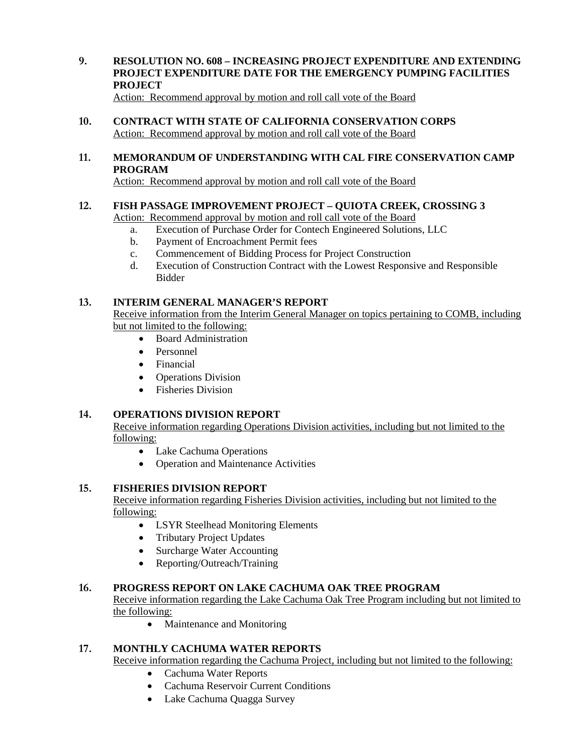**9. RESOLUTION NO. 608 – INCREASING PROJECT EXPENDITURE AND EXTENDING PROJECT EXPENDITURE DATE FOR THE EMERGENCY PUMPING FACILITIES PROJECT**

Action: Recommend approval by motion and roll call vote of the Board

**10. CONTRACT WITH STATE OF CALIFORNIA CONSERVATION CORPS**

Action: Recommend approval by motion and roll call vote of the Board

**11. MEMORANDUM OF UNDERSTANDING WITH CAL FIRE CONSERVATION CAMP PROGRAM**

Action: Recommend approval by motion and roll call vote of the Board

**12. FISH PASSAGE IMPROVEMENT PROJECT – QUIOTA CREEK, CROSSING 3**

Action: Recommend approval by motion and roll call vote of the Board

a. Execution of Purchase Order for Contech Engineered Solutions, LLC
b. Payment of Encroachment Permit fees
c. Commencement of Bidding Process for Project Construction
d. Execution of Construction Contract with the Lowest Responsive and Responsible Bidder

**13. INTERIM GENERAL MANAGER'S REPORT**

Receive information from the Interim General Manager on topics pertaining to COMB, including but not limited to the following:

- Board Administration
- Personnel
- Financial
- Operations Division
- Fisheries Division

**14. OPERATIONS DIVISION REPORT**

Receive information regarding Operations Division activities, including but not limited to the following:

- Lake Cachuma Operations
- Operation and Maintenance Activities

**15. FISHERIES DIVISION REPORT**

Receive information regarding Fisheries Division activities, including but not limited to the following:

- LSYR Steelhead Monitoring Elements
- Tributary Project Updates
- Surcharge Water Accounting
- Reporting/Outreach/Training

**16. PROGRESS REPORT ON LAKE CACHUMA OAK TREE PROGRAM**

Receive information regarding the Lake Cachuma Oak Tree Program including but not limited to the following:

- Maintenance and Monitoring

**17. MONTHLY CACHUMA WATER REPORTS**

Receive information regarding the Cachuma Project, including but not limited to the following:

- Cachuma Water Reports
- Cachuma Reservoir Current Conditions
- Lake Cachuma Quagga Survey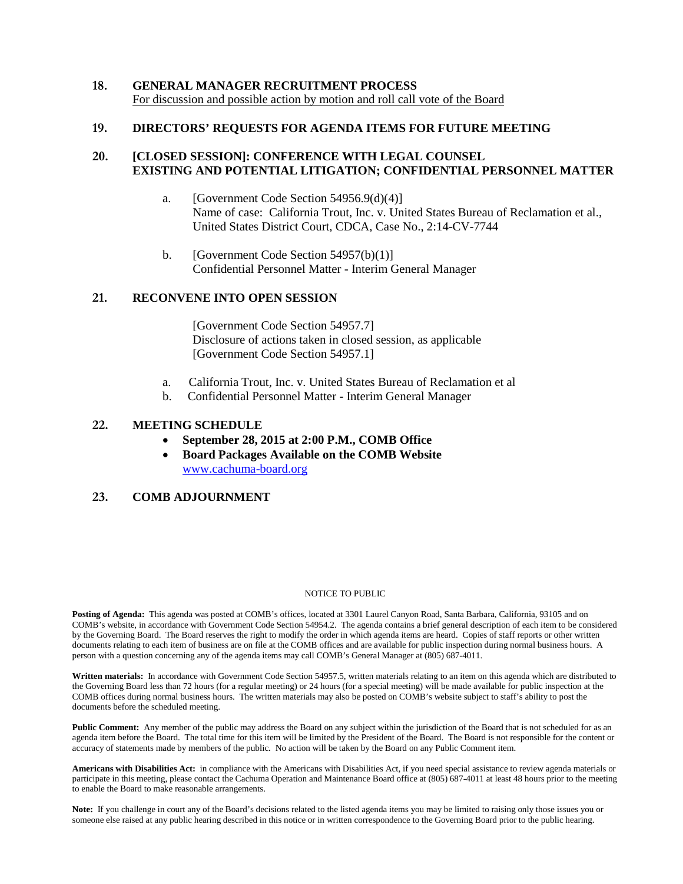**18. GENERAL MANAGER RECRUITMENT PROCESS**
For discussion and possible action by motion and roll call vote of the Board

**19. DIRECTORS' REQUESTS FOR AGENDA ITEMS FOR FUTURE MEETING**

**20. [CLOSED SESSION]: CONFERENCE WITH LEGAL COUNSEL EXISTING AND POTENTIAL LITIGATION; CONFIDENTIAL PERSONNEL MATTER**

a. [Government Code Section 54956.9(d)(4)]
Name of case: California Trout, Inc. v. United States Bureau of Reclamation et al., United States District Court, CDCA, Case No., 2:14-CV-7744

b. [Government Code Section 54957(b)(1)]
Confidential Personnel Matter - Interim General Manager

**21. RECONVENE INTO OPEN SESSION**

[Government Code Section 54957.7]
Disclosure of actions taken in closed session, as applicable
[Government Code Section 54957.1]

a. California Trout, Inc. v. United States Bureau of Reclamation et al
b. Confidential Personnel Matter - Interim General Manager

**22. MEETING SCHEDULE**

- **September 28, 2015 at 2:00 P.M., COMB Office**
- **Board Packages Available on the COMB Website**
  www.cachuma-board.org

**23. COMB ADJOURNMENT**

NOTICE TO PUBLIC

**Posting of Agenda:** This agenda was posted at COMB's offices, located at 3301 Laurel Canyon Road, Santa Barbara, California, 93105 and on COMB's website, in accordance with Government Code Section 54954.2. The agenda contains a brief general description of each item to be considered by the Governing Board. The Board reserves the right to modify the order in which agenda items are heard. Copies of staff reports or other written documents relating to each item of business are on file at the COMB offices and are available for public inspection during normal business hours. A person with a question concerning any of the agenda items may call COMB's General Manager at (805) 687-4011.

**Written materials:** In accordance with Government Code Section 54957.5, written materials relating to an item on this agenda which are distributed to the Governing Board less than 72 hours (for a regular meeting) or 24 hours (for a special meeting) will be made available for public inspection at the COMB offices during normal business hours. The written materials may also be posted on COMB's website subject to staff's ability to post the documents before the scheduled meeting.

**Public Comment:** Any member of the public may address the Board on any subject within the jurisdiction of the Board that is not scheduled for as an agenda item before the Board. The total time for this item will be limited by the President of the Board. The Board is not responsible for the content or accuracy of statements made by members of the public. No action will be taken by the Board on any Public Comment item.

**Americans with Disabilities Act:** in compliance with the Americans with Disabilities Act, if you need special assistance to review agenda materials or participate in this meeting, please contact the Cachuma Operation and Maintenance Board office at (805) 687-4011 at least 48 hours prior to the meeting to enable the Board to make reasonable arrangements.

**Note:** If you challenge in court any of the Board's decisions related to the listed agenda items you may be limited to raising only those issues you or someone else raised at any public hearing described in this notice or in written correspondence to the Governing Board prior to the public hearing.